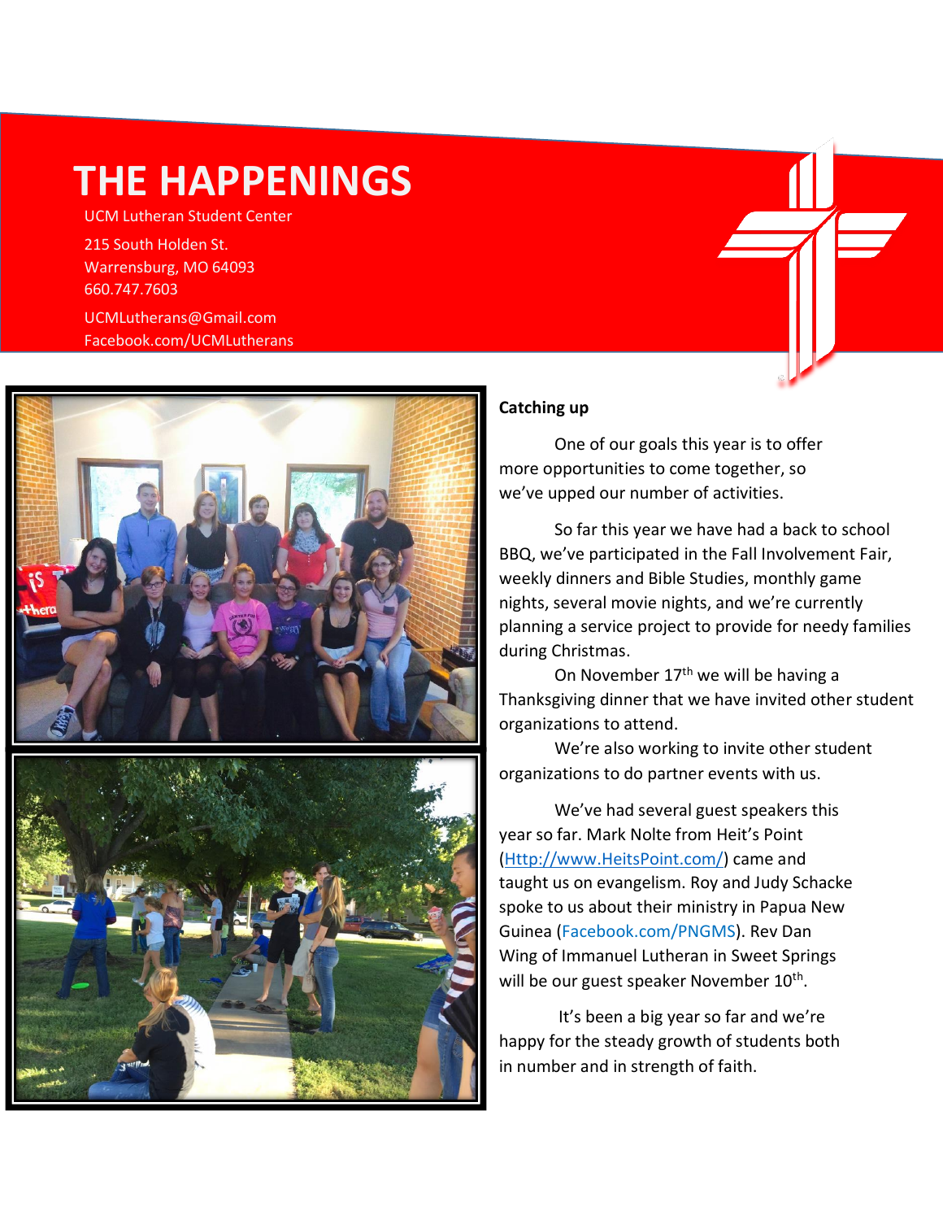# THE HAPPENINGS

UCM Lutheran Student Center

215 South Holden St.
Warrensburg, MO 64093
660.747.7603

UCMLutherans@Gmail.com
Facebook.com/UCMLutherans

**Catching up**

One of our goals this year is to offer more opportunities to come together, so we've upped our number of activities.

So far this year we have had a back to school BBQ, we've participated in the Fall Involvement Fair, weekly dinners and Bible Studies, monthly game nights, several movie nights, and we're currently planning a service project to provide for needy families during Christmas.

On November 17th we will be having a Thanksgiving dinner that we have invited other student organizations to attend.

We're also working to invite other student organizations to do partner events with us.

We've had several guest speakers this year so far. Mark Nolte from Heit's Point (Http://www.HeitsPoint.com/) came and taught us on evangelism. Roy and Judy Schacke spoke to us about their ministry in Papua New Guinea (Facebook.com/PNGMS). Rev Dan Wing of Immanuel Lutheran in Sweet Springs will be our guest speaker November 10th.

It's been a big year so far and we're happy for the steady growth of students both in number and in strength of faith.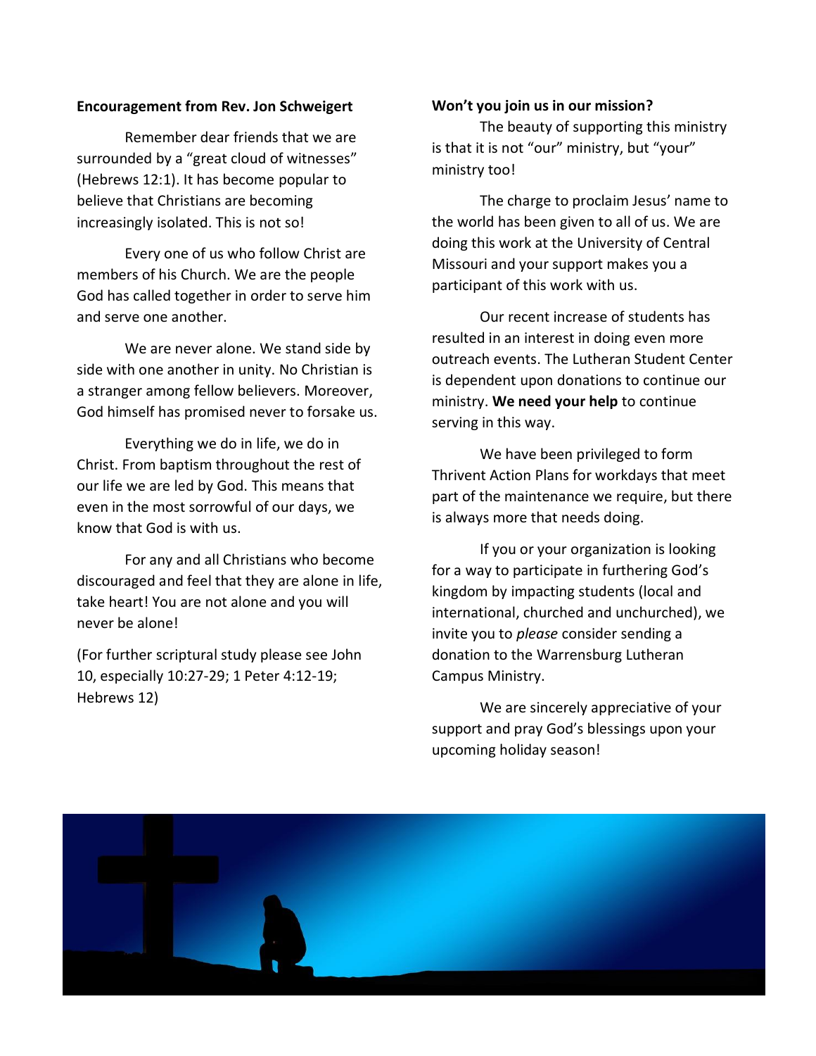**Encouragement from Rev. Jon Schweigert**

Remember dear friends that we are surrounded by a "great cloud of witnesses" (Hebrews 12:1). It has become popular to believe that Christians are becoming increasingly isolated. This is not so!

Every one of us who follow Christ are members of his Church. We are the people God has called together in order to serve him and serve one another.

We are never alone. We stand side by side with one another in unity. No Christian is a stranger among fellow believers. Moreover, God himself has promised never to forsake us.

Everything we do in life, we do in Christ. From baptism throughout the rest of our life we are led by God. This means that even in the most sorrowful of our days, we know that God is with us.

For any and all Christians who become discouraged and feel that they are alone in life, take heart! You are not alone and you will never be alone!

(For further scriptural study please see John 10, especially 10:27-29; 1 Peter 4:12-19; Hebrews 12)

**Won't you join us in our mission?**

The beauty of supporting this ministry is that it is not "our" ministry, but "your" ministry too!

The charge to proclaim Jesus' name to the world has been given to all of us. We are doing this work at the University of Central Missouri and your support makes you a participant of this work with us.

Our recent increase of students has resulted in an interest in doing even more outreach events. The Lutheran Student Center is dependent upon donations to continue our ministry. **We need your help** to continue serving in this way.

We have been privileged to form Thrivent Action Plans for workdays that meet part of the maintenance we require, but there is always more that needs doing.

If you or your organization is looking for a way to participate in furthering God's kingdom by impacting students (local and international, churched and unchurched), we invite you to *please* consider sending a donation to the Warrensburg Lutheran Campus Ministry.

We are sincerely appreciative of your support and pray God's blessings upon your upcoming holiday season!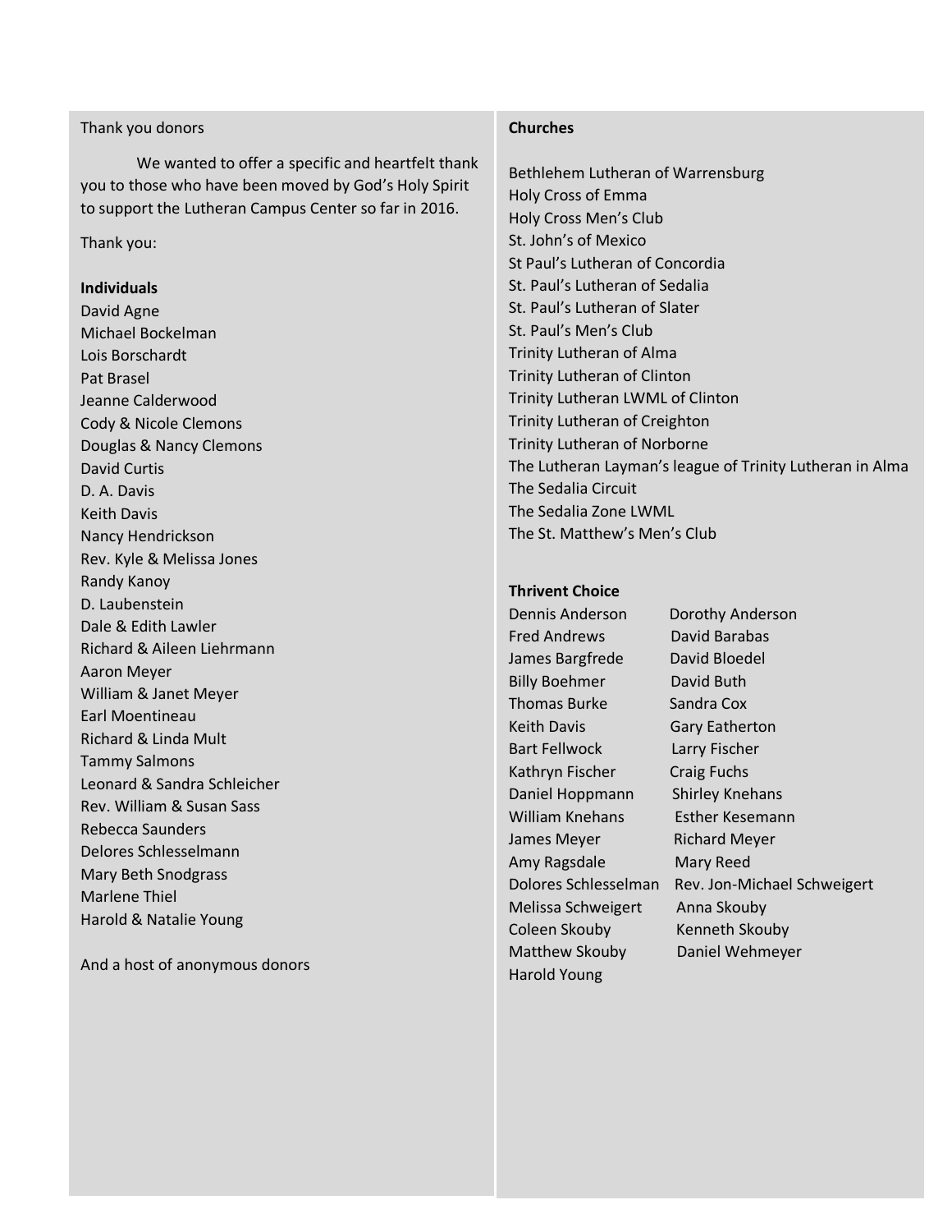Thank you donors

We wanted to offer a specific and heartfelt thank you to those who have been moved by God's Holy Spirit to support the Lutheran Campus Center so far in 2016.

Thank you:

**Individuals**

David Agne
Michael Bockelman
Lois Borschardt
Pat Brasel
Jeanne Calderwood
Cody & Nicole Clemons
Douglas & Nancy Clemons
David Curtis
D. A. Davis
Keith Davis
Nancy Hendrickson
Rev. Kyle & Melissa Jones
Randy Kanoy
D. Laubenstein
Dale & Edith Lawler
Richard & Aileen Liehrmann
Aaron Meyer
William & Janet Meyer
Earl Moentineau
Richard & Linda Mult
Tammy Salmons
Leonard & Sandra Schleicher
Rev. William & Susan Sass
Rebecca Saunders
Delores Schlesselmann
Mary Beth Snodgrass
Marlene Thiel
Harold & Natalie Young

And a host of anonymous donors

**Churches**

Bethlehem Lutheran of Warrensburg
Holy Cross of Emma
Holy Cross Men's Club
St. John's of Mexico
St Paul's Lutheran of Concordia
St. Paul's Lutheran of Sedalia
St. Paul's Lutheran of Slater
St. Paul's Men's Club
Trinity Lutheran of Alma
Trinity Lutheran of Clinton
Trinity Lutheran LWML of Clinton
Trinity Lutheran of Creighton
Trinity Lutheran of Norborne
The Lutheran Layman's league of Trinity Lutheran in Alma
The Sedalia Circuit
The Sedalia Zone LWML
The St. Matthew's Men's Club

**Thrivent Choice**

Dennis Anderson
Dorothy Anderson
Fred Andrews
David Barabas
James Bargfrede
David Bloedel
Billy Boehmer
David Buth
Thomas Burke
Sandra Cox
Keith Davis
Gary Eatherton
Bart Fellwock
Larry Fischer
Kathryn Fischer
Craig Fuchs
Daniel Hoppmann
Shirley Knehans
William Knehans
Esther Kesemann
James Meyer
Richard Meyer
Amy Ragsdale
Mary Reed
Dolores Schlesselman
Rev. Jon-Michael Schweigert
Melissa Schweigert
Anna Skouby
Coleen Skouby
Kenneth Skouby
Matthew Skouby
Daniel Wehmeyer
Harold Young